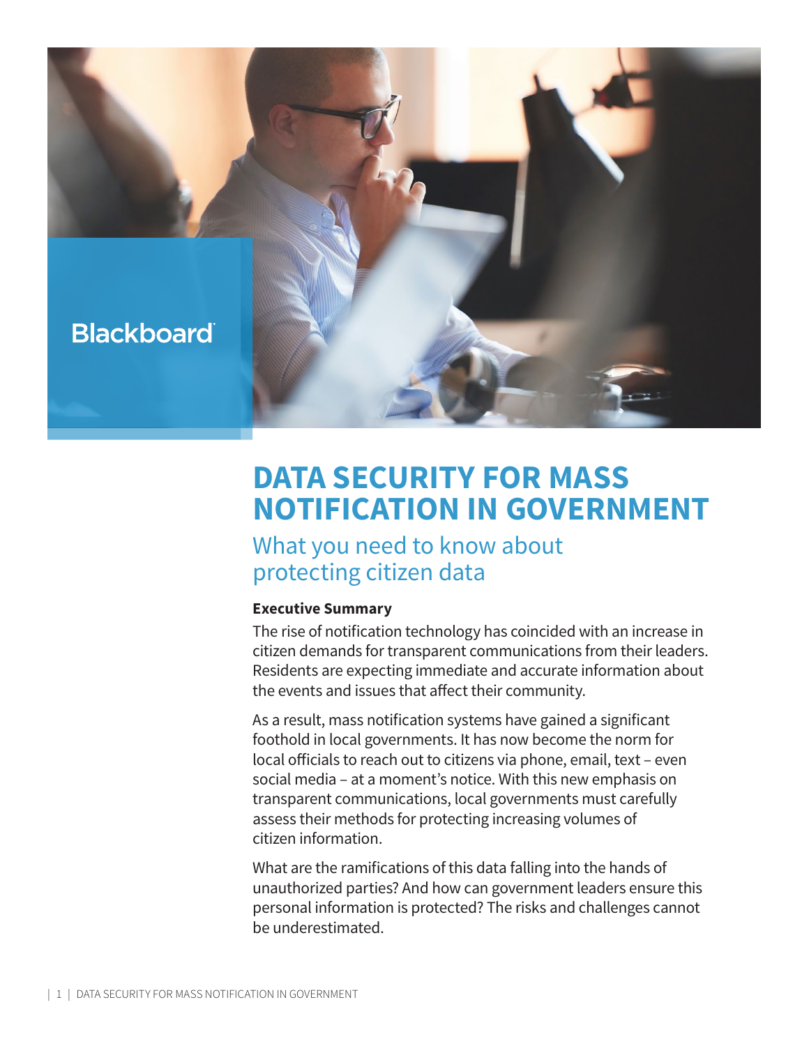Blackboard

# DATA SECURITY FOR MASS NOTIFICATION IN GOVERNMENT

## What you need to know about protecting citizen data

**Executive Summary**

The rise of notification technology has coincided with an increase in citizen demands for transparent communications from their leaders. Residents are expecting immediate and accurate information about the events and issues that affect their community.

As a result, mass notification systems have gained a significant foothold in local governments. It has now become the norm for local officials to reach out to citizens via phone, email, text – even social media – at a moment's notice. With this new emphasis on transparent communications, local governments must carefully assess their methods for protecting increasing volumes of citizen information.

What are the ramifications of this data falling into the hands of unauthorized parties? And how can government leaders ensure this personal information is protected? The risks and challenges cannot be underestimated.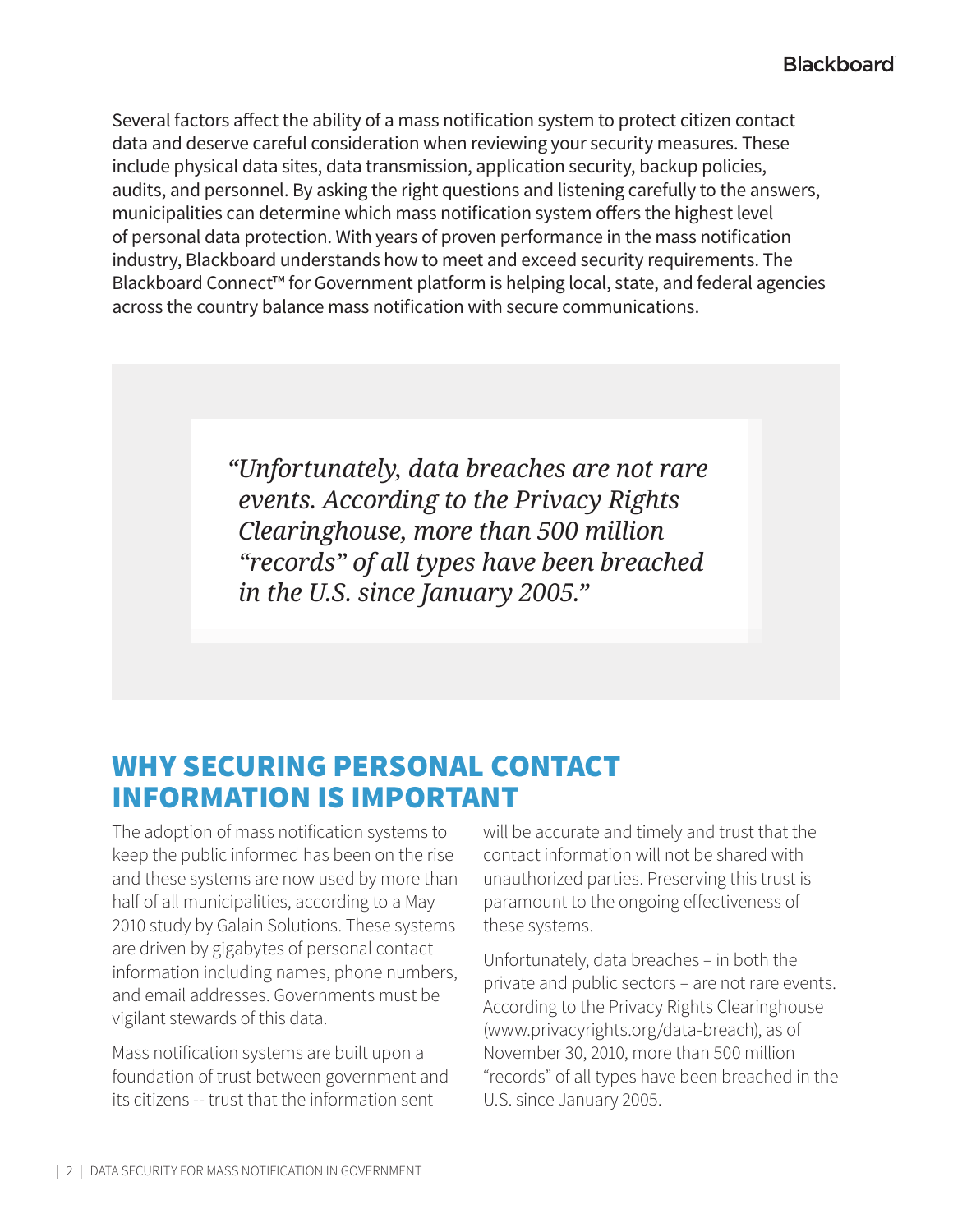Several factors affect the ability of a mass notification system to protect citizen contact data and deserve careful consideration when reviewing your security measures. These include physical data sites, data transmission, application security, backup policies, audits, and personnel. By asking the right questions and listening carefully to the answers, municipalities can determine which mass notification system offers the highest level of personal data protection. With years of proven performance in the mass notification industry, Blackboard understands how to meet and exceed security requirements. The Blackboard Connect™ for Government platform is helping local, state, and federal agencies across the country balance mass notification with secure communications.

> *"Unfortunately, data breaches are not rare events. According to the Privacy Rights Clearinghouse, more than 500 million "records" of all types have been breached in the U.S. since January 2005."*

## WHY SECURING PERSONAL CONTACT INFORMATION IS IMPORTANT

The adoption of mass notification systems to keep the public informed has been on the rise and these systems are now used by more than half of all municipalities, according to a May 2010 study by Galain Solutions. These systems are driven by gigabytes of personal contact information including names, phone numbers, and email addresses. Governments must be vigilant stewards of this data.

Mass notification systems are built upon a foundation of trust between government and its citizens -- trust that the information sent will be accurate and timely and trust that the contact information will not be shared with unauthorized parties. Preserving this trust is paramount to the ongoing effectiveness of these systems.

Unfortunately, data breaches – in both the private and public sectors – are not rare events. According to the Privacy Rights Clearinghouse (www.privacyrights.org/data-breach), as of November 30, 2010, more than 500 million "records" of all types have been breached in the U.S. since January 2005.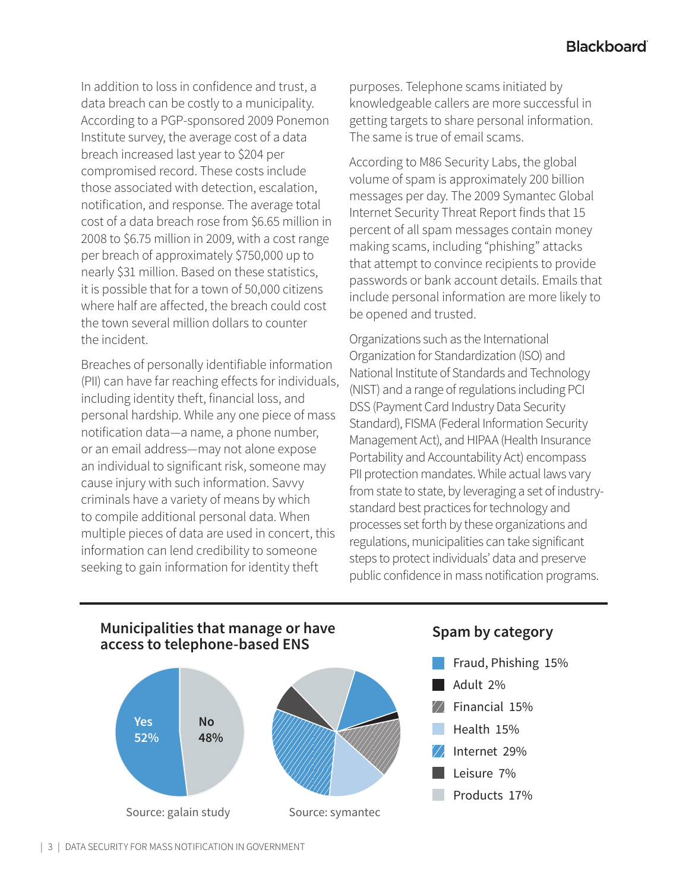In addition to loss in confidence and trust, a data breach can be costly to a municipality. According to a PGP-sponsored 2009 Ponemon Institute survey, the average cost of a data breach increased last year to $204 per compromised record. These costs include those associated with detection, escalation, notification, and response. The average total cost of a data breach rose from $6.65 million in 2008 to $6.75 million in 2009, with a cost range per breach of approximately $750,000 up to nearly $31 million. Based on these statistics, it is possible that for a town of 50,000 citizens where half are affected, the breach could cost the town several million dollars to counter the incident.

Breaches of personally identifiable information (PII) can have far reaching effects for individuals, including identity theft, financial loss, and personal hardship. While any one piece of mass notification data—a name, a phone number, or an email address—may not alone expose an individual to significant risk, someone may cause injury with such information. Savvy criminals have a variety of means by which to compile additional personal data. When multiple pieces of data are used in concert, this information can lend credibility to someone seeking to gain information for identity theft purposes. Telephone scams initiated by knowledgeable callers are more successful in getting targets to share personal information. The same is true of email scams.

According to M86 Security Labs, the global volume of spam is approximately 200 billion messages per day. The 2009 Symantec Global Internet Security Threat Report finds that 15 percent of all spam messages contain money making scams, including "phishing" attacks that attempt to convince recipients to provide passwords or bank account details. Emails that include personal information are more likely to be opened and trusted.

Organizations such as the International Organization for Standardization (ISO) and National Institute of Standards and Technology (NIST) and a range of regulations including PCI DSS (Payment Card Industry Data Security Standard), FISMA (Federal Information Security Management Act), and HIPAA (Health Insurance Portability and Accountability Act) encompass PII protection mandates. While actual laws vary from state to state, by leveraging a set of industry-standard best practices for technology and processes set forth by these organizations and regulations, municipalities can take significant steps to protect individuals' data and preserve public confidence in mass notification programs.

### Municipalities that manage or have access to telephone-based ENS

| Response | Percentage |
|---|---|
| Yes | 52% |
| No | 48% |

Source: galain study

### Spam by category

| Category | Percentage |
|---|---|
| Fraud, Phishing | 15% |
| Adult | 2% |
| Financial | 15% |
| Health | 15% |
| Internet | 29% |
| Leisure | 7% |
| Products | 17% |

Source: symantec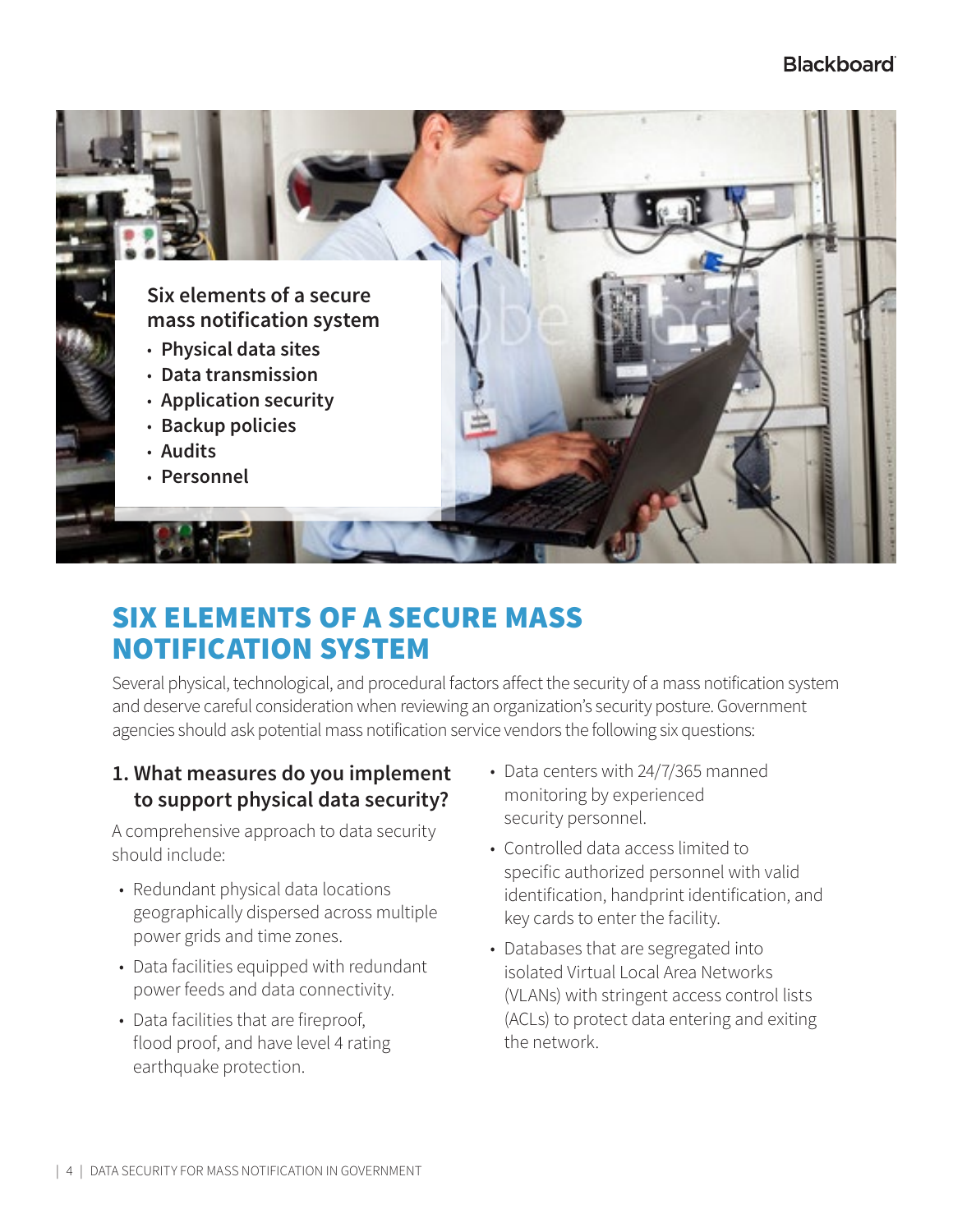Six elements of a secure mass notification system

- Physical data sites
- Data transmission
- Application security
- Backup policies
- Audits
- Personnel

## SIX ELEMENTS OF A SECURE MASS NOTIFICATION SYSTEM

Several physical, technological, and procedural factors affect the security of a mass notification system and deserve careful consideration when reviewing an organization's security posture. Government agencies should ask potential mass notification service vendors the following six questions:

### 1. What measures do you implement to support physical data security?

A comprehensive approach to data security should include:

- Redundant physical data locations geographically dispersed across multiple power grids and time zones.
- Data facilities equipped with redundant power feeds and data connectivity.
- Data facilities that are fireproof, flood proof, and have level 4 rating earthquake protection.
- Data centers with 24/7/365 manned monitoring by experienced security personnel.
- Controlled data access limited to specific authorized personnel with valid identification, handprint identification, and key cards to enter the facility.
- Databases that are segregated into isolated Virtual Local Area Networks (VLANs) with stringent access control lists (ACLs) to protect data entering and exiting the network.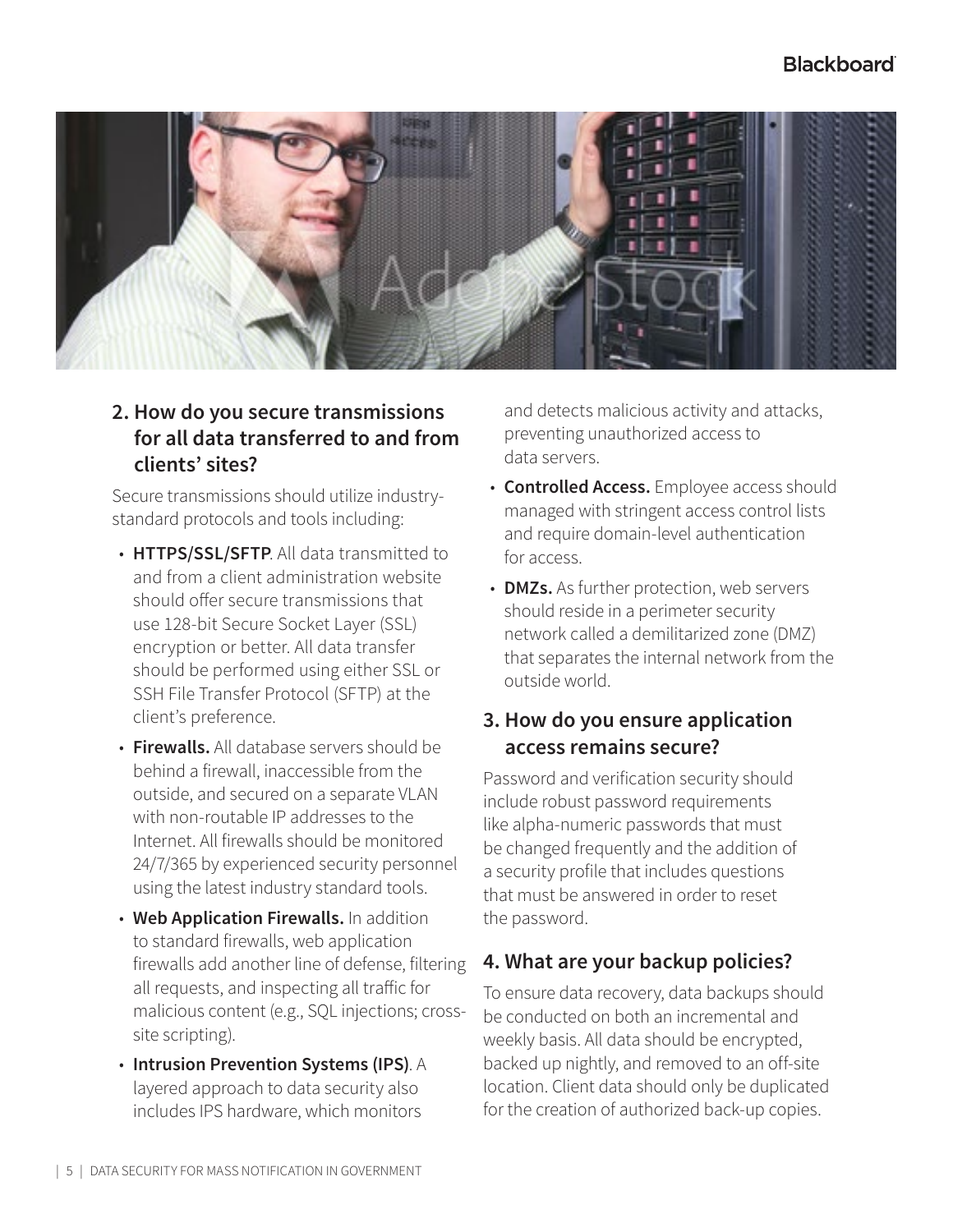## 2. How do you secure transmissions for all data transferred to and from clients' sites?

Secure transmissions should utilize industry-standard protocols and tools including:

- **HTTPS/SSL/SFTP**. All data transmitted to and from a client administration website should offer secure transmissions that use 128-bit Secure Socket Layer (SSL) encryption or better. All data transfer should be performed using either SSL or SSH File Transfer Protocol (SFTP) at the client's preference.
- **Firewalls.** All database servers should be behind a firewall, inaccessible from the outside, and secured on a separate VLAN with non-routable IP addresses to the Internet. All firewalls should be monitored 24/7/365 by experienced security personnel using the latest industry standard tools.
- **Web Application Firewalls.** In addition to standard firewalls, web application firewalls add another line of defense, filtering all requests, and inspecting all traffic for malicious content (e.g., SQL injections; cross-site scripting).
- **Intrusion Prevention Systems (IPS)**. A layered approach to data security also includes IPS hardware, which monitors and detects malicious activity and attacks, preventing unauthorized access to data servers.
- **Controlled Access.** Employee access should managed with stringent access control lists and require domain-level authentication for access.
- **DMZs.** As further protection, web servers should reside in a perimeter security network called a demilitarized zone (DMZ) that separates the internal network from the outside world.

## 3. How do you ensure application access remains secure?

Password and verification security should include robust password requirements like alpha-numeric passwords that must be changed frequently and the addition of a security profile that includes questions that must be answered in order to reset the password.

## 4. What are your backup policies?

To ensure data recovery, data backups should be conducted on both an incremental and weekly basis. All data should be encrypted, backed up nightly, and removed to an off-site location. Client data should only be duplicated for the creation of authorized back-up copies.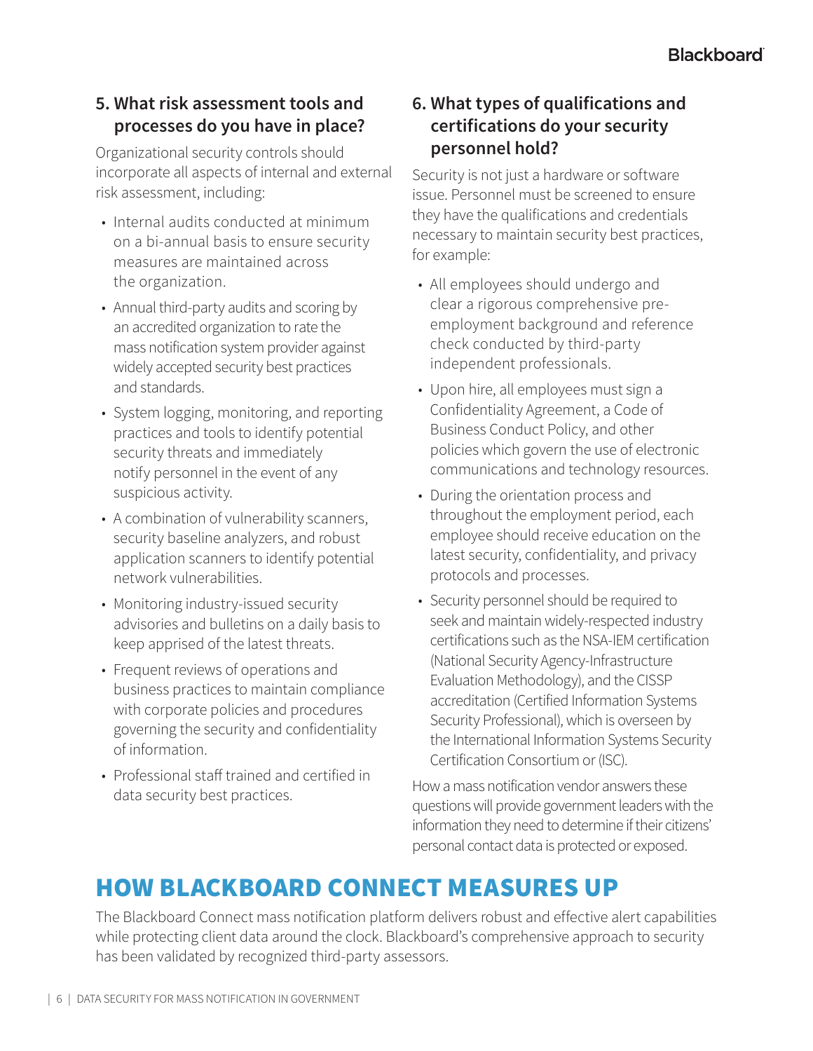### 5. What risk assessment tools and processes do you have in place?

Organizational security controls should incorporate all aspects of internal and external risk assessment, including:

- Internal audits conducted at minimum on a bi-annual basis to ensure security measures are maintained across the organization.
- Annual third-party audits and scoring by an accredited organization to rate the mass notification system provider against widely accepted security best practices and standards.
- System logging, monitoring, and reporting practices and tools to identify potential security threats and immediately notify personnel in the event of any suspicious activity.
- A combination of vulnerability scanners, security baseline analyzers, and robust application scanners to identify potential network vulnerabilities.
- Monitoring industry-issued security advisories and bulletins on a daily basis to keep apprised of the latest threats.
- Frequent reviews of operations and business practices to maintain compliance with corporate policies and procedures governing the security and confidentiality of information.
- Professional staff trained and certified in data security best practices.

### 6. What types of qualifications and certifications do your security personnel hold?

Security is not just a hardware or software issue. Personnel must be screened to ensure they have the qualifications and credentials necessary to maintain security best practices, for example:

- All employees should undergo and clear a rigorous comprehensive pre-employment background and reference check conducted by third-party independent professionals.
- Upon hire, all employees must sign a Confidentiality Agreement, a Code of Business Conduct Policy, and other policies which govern the use of electronic communications and technology resources.
- During the orientation process and throughout the employment period, each employee should receive education on the latest security, confidentiality, and privacy protocols and processes.
- Security personnel should be required to seek and maintain widely-respected industry certifications such as the NSA-IEM certification (National Security Agency-Infrastructure Evaluation Methodology), and the CISSP accreditation (Certified Information Systems Security Professional), which is overseen by the International Information Systems Security Certification Consortium or (ISC).

How a mass notification vendor answers these questions will provide government leaders with the information they need to determine if their citizens' personal contact data is protected or exposed.

## HOW BLACKBOARD CONNECT MEASURES UP

The Blackboard Connect mass notification platform delivers robust and effective alert capabilities while protecting client data around the clock. Blackboard's comprehensive approach to security has been validated by recognized third-party assessors.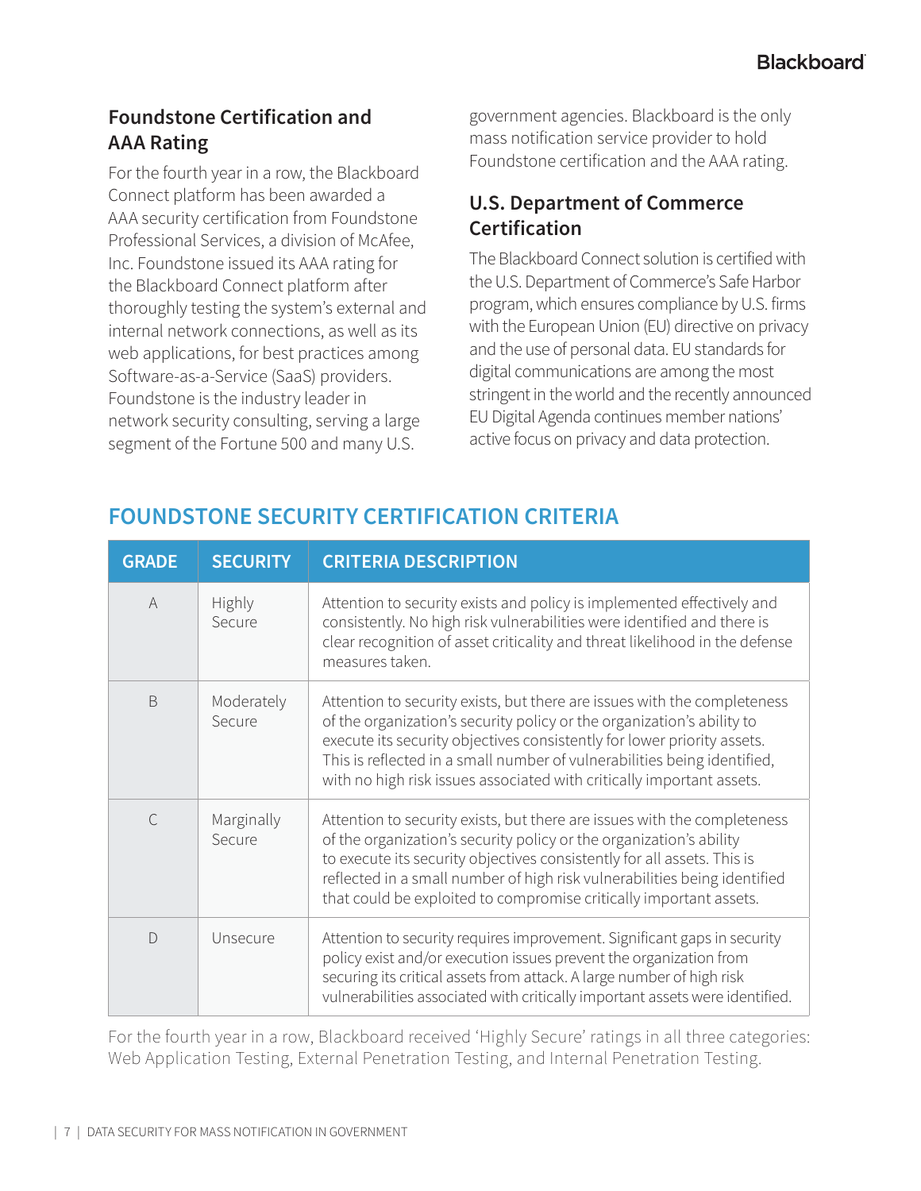## Foundstone Certification and AAA Rating

For the fourth year in a row, the Blackboard Connect platform has been awarded a AAA security certification from Foundstone Professional Services, a division of McAfee, Inc. Foundstone issued its AAA rating for the Blackboard Connect platform after thoroughly testing the system's external and internal network connections, as well as its web applications, for best practices among Software-as-a-Service (SaaS) providers. Foundstone is the industry leader in network security consulting, serving a large segment of the Fortune 500 and many U.S. government agencies. Blackboard is the only mass notification service provider to hold Foundstone certification and the AAA rating.

## U.S. Department of Commerce Certification

The Blackboard Connect solution is certified with the U.S. Department of Commerce's Safe Harbor program, which ensures compliance by U.S. firms with the European Union (EU) directive on privacy and the use of personal data. EU standards for digital communications are among the most stringent in the world and the recently announced EU Digital Agenda continues member nations' active focus on privacy and data protection.

## FOUNDSTONE SECURITY CERTIFICATION CRITERIA

| GRADE | SECURITY | CRITERIA DESCRIPTION |
|---|---|---|
| A | Highly Secure | Attention to security exists and policy is implemented effectively and consistently. No high risk vulnerabilities were identified and there is clear recognition of asset criticality and threat likelihood in the defense measures taken. |
| B | Moderately Secure | Attention to security exists, but there are issues with the completeness of the organization's security policy or the organization's ability to execute its security objectives consistently for lower priority assets. This is reflected in a small number of vulnerabilities being identified, with no high risk issues associated with critically important assets. |
| C | Marginally Secure | Attention to security exists, but there are issues with the completeness of the organization's security policy or the organization's ability to execute its security objectives consistently for all assets. This is reflected in a small number of high risk vulnerabilities being identified that could be exploited to compromise critically important assets. |
| D | Unsecure | Attention to security requires improvement. Significant gaps in security policy exist and/or execution issues prevent the organization from securing its critical assets from attack. A large number of high risk vulnerabilities associated with critically important assets were identified. |

For the fourth year in a row, Blackboard received 'Highly Secure' ratings in all three categories: Web Application Testing, External Penetration Testing, and Internal Penetration Testing.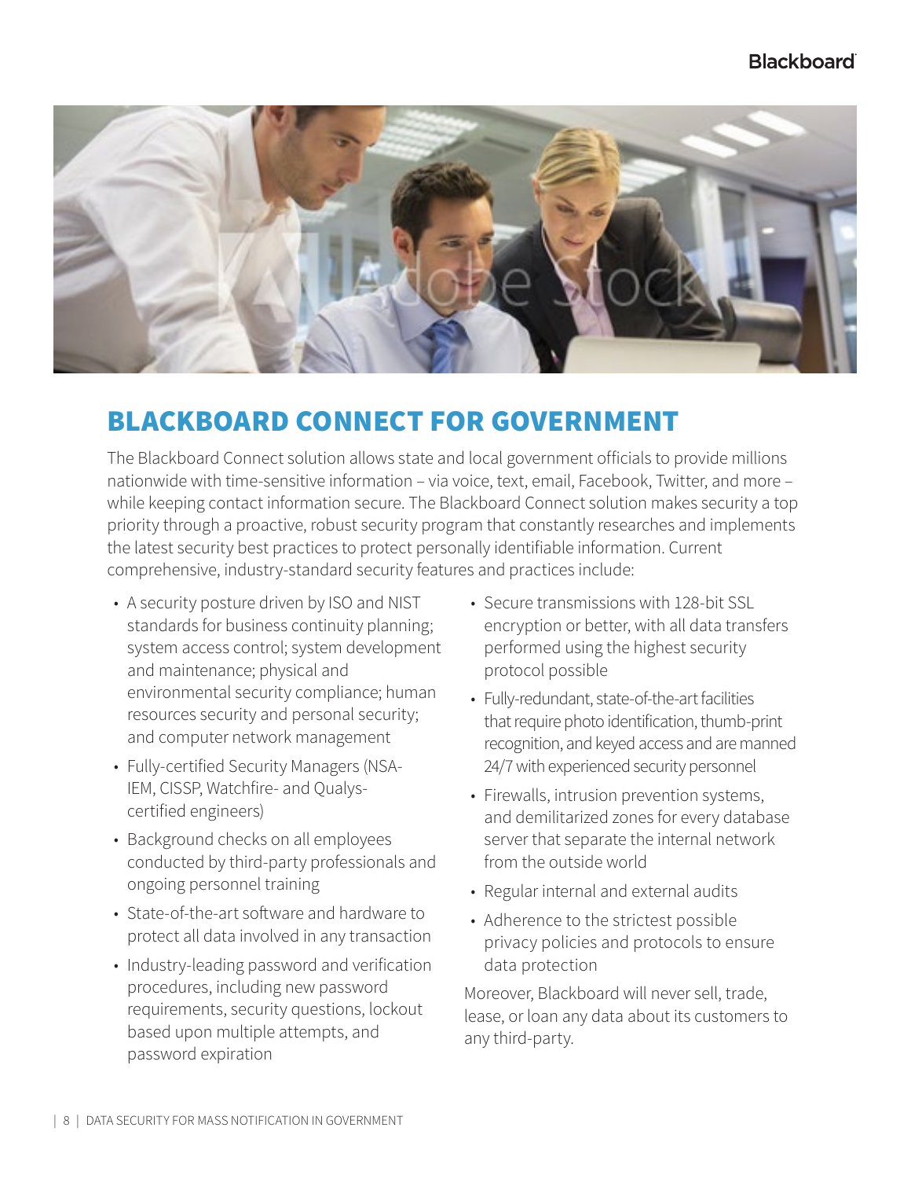## BLACKBOARD CONNECT FOR GOVERNMENT

The Blackboard Connect solution allows state and local government officials to provide millions nationwide with time-sensitive information – via voice, text, email, Facebook, Twitter, and more – while keeping contact information secure. The Blackboard Connect solution makes security a top priority through a proactive, robust security program that constantly researches and implements the latest security best practices to protect personally identifiable information. Current comprehensive, industry-standard security features and practices include:

- A security posture driven by ISO and NIST standards for business continuity planning; system access control; system development and maintenance; physical and environmental security compliance; human resources security and personal security; and computer network management
- Fully-certified Security Managers (NSA-IEM, CISSP, Watchfire- and Qualys-certified engineers)
- Background checks on all employees conducted by third-party professionals and ongoing personnel training
- State-of-the-art software and hardware to protect all data involved in any transaction
- Industry-leading password and verification procedures, including new password requirements, security questions, lockout based upon multiple attempts, and password expiration
- Secure transmissions with 128-bit SSL encryption or better, with all data transfers performed using the highest security protocol possible
- Fully-redundant, state-of-the-art facilities that require photo identification, thumb-print recognition, and keyed access and are manned 24/7 with experienced security personnel
- Firewalls, intrusion prevention systems, and demilitarized zones for every database server that separate the internal network from the outside world
- Regular internal and external audits
- Adherence to the strictest possible privacy policies and protocols to ensure data protection

Moreover, Blackboard will never sell, trade, lease, or loan any data about its customers to any third-party.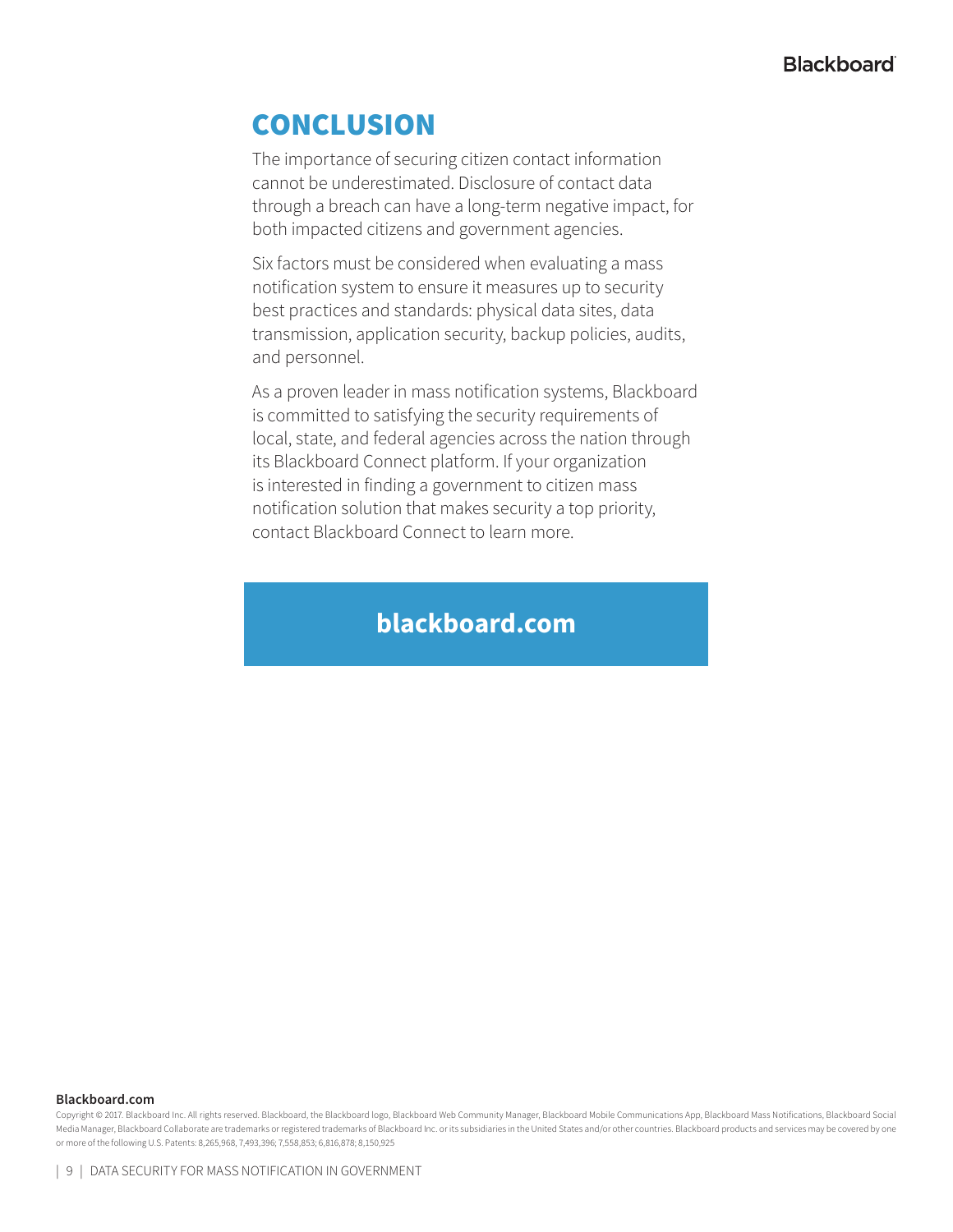# CONCLUSION

The importance of securing citizen contact information cannot be underestimated. Disclosure of contact data through a breach can have a long-term negative impact, for both impacted citizens and government agencies.

Six factors must be considered when evaluating a mass notification system to ensure it measures up to security best practices and standards: physical data sites, data transmission, application security, backup policies, audits, and personnel.

As a proven leader in mass notification systems, Blackboard is committed to satisfying the security requirements of local, state, and federal agencies across the nation through its Blackboard Connect platform. If your organization is interested in finding a government to citizen mass notification solution that makes security a top priority, contact Blackboard Connect to learn more.

**blackboard.com**

**Blackboard.com**

Copyright © 2017. Blackboard Inc. All rights reserved. Blackboard, the Blackboard logo, Blackboard Web Community Manager, Blackboard Mobile Communications App, Blackboard Mass Notifications, Blackboard Social Media Manager, Blackboard Collaborate are trademarks or registered trademarks of Blackboard Inc. or its subsidiaries in the United States and/or other countries. Blackboard products and services may be covered by one or more of the following U.S. Patents: 8,265,968, 7,493,396; 7,558,853; 6,816,878; 8,150,925